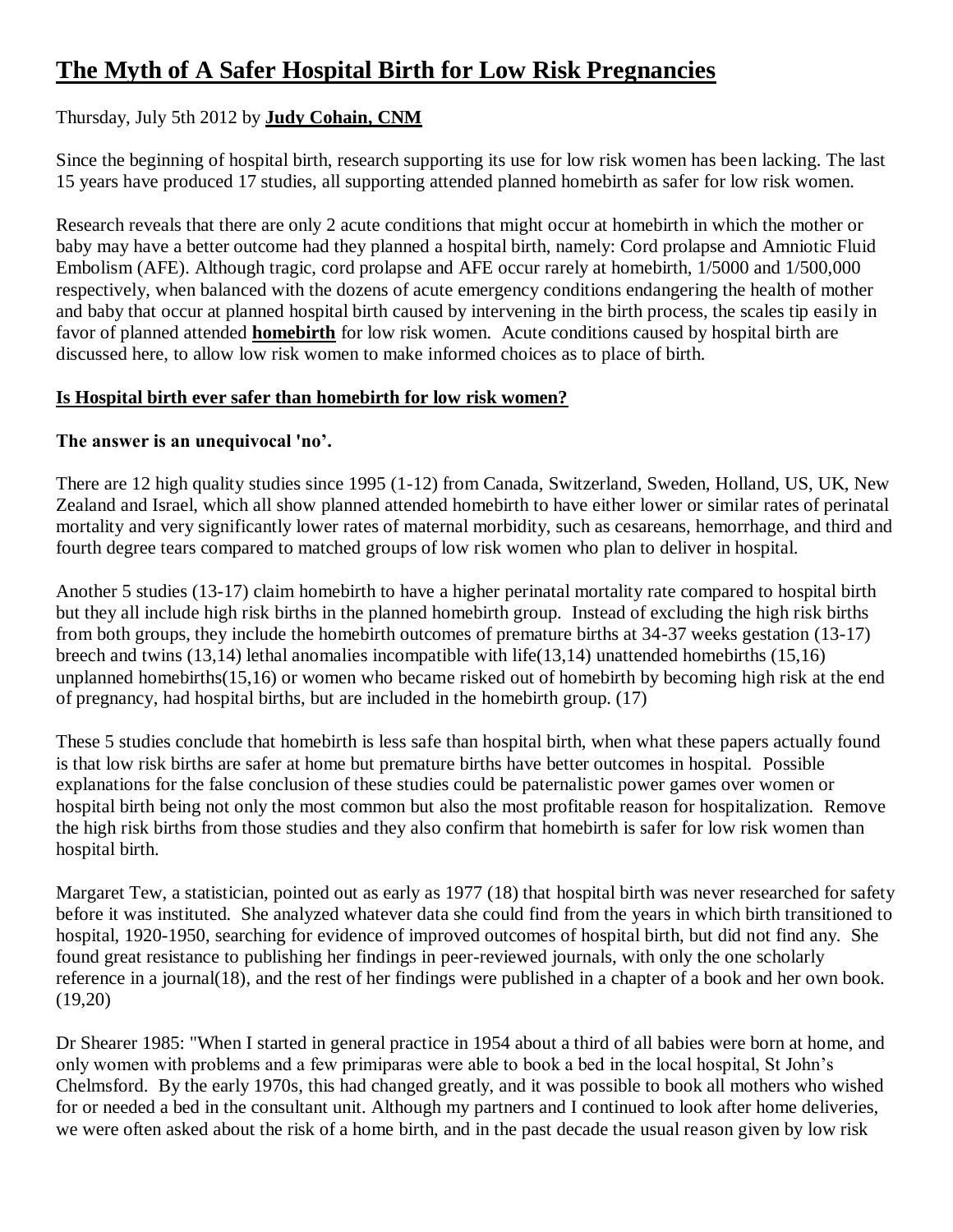# The Myth of A Safer Hospital Birth for Low Risk Pregnancies

Thursday, July 5th 2012 by **Judy Cohain, CNM**

Since the beginning of hospital birth, research supporting its use for low risk women has been lacking. The last 15 years have produced 17 studies, all supporting attended planned homebirth as safer for low risk women.

Research reveals that there are only 2 acute conditions that might occur at homebirth in which the mother or baby may have a better outcome had they planned a hospital birth, namely: Cord prolapse and Amniotic Fluid Embolism (AFE). Although tragic, cord prolapse and AFE occur rarely at homebirth, 1/5000 and 1/500,000 respectively, when balanced with the dozens of acute emergency conditions endangering the health of mother and baby that occur at planned hospital birth caused by intervening in the birth process, the scales tip easily in favor of planned attended **homebirth** for low risk women. Acute conditions caused by hospital birth are discussed here, to allow low risk women to make informed choices as to place of birth.

## Is Hospital birth ever safer than homebirth for low risk women?

**The answer is an unequivocal 'no'.**

There are 12 high quality studies since 1995 (1-12) from Canada, Switzerland, Sweden, Holland, US, UK, New Zealand and Israel, which all show planned attended homebirth to have either lower or similar rates of perinatal mortality and very significantly lower rates of maternal morbidity, such as cesareans, hemorrhage, and third and fourth degree tears compared to matched groups of low risk women who plan to deliver in hospital.

Another 5 studies (13-17) claim homebirth to have a higher perinatal mortality rate compared to hospital birth but they all include high risk births in the planned homebirth group. Instead of excluding the high risk births from both groups, they include the homebirth outcomes of premature births at 34-37 weeks gestation (13-17) breech and twins (13,14) lethal anomalies incompatible with life(13,14) unattended homebirths (15,16) unplanned homebirths(15,16) or women who became risked out of homebirth by becoming high risk at the end of pregnancy, had hospital births, but are included in the homebirth group. (17)

These 5 studies conclude that homebirth is less safe than hospital birth, when what these papers actually found is that low risk births are safer at home but premature births have better outcomes in hospital. Possible explanations for the false conclusion of these studies could be paternalistic power games over women or hospital birth being not only the most common but also the most profitable reason for hospitalization. Remove the high risk births from those studies and they also confirm that homebirth is safer for low risk women than hospital birth.

Margaret Tew, a statistician, pointed out as early as 1977 (18) that hospital birth was never researched for safety before it was instituted. She analyzed whatever data she could find from the years in which birth transitioned to hospital, 1920-1950, searching for evidence of improved outcomes of hospital birth, but did not find any. She found great resistance to publishing her findings in peer-reviewed journals, with only the one scholarly reference in a journal(18), and the rest of her findings were published in a chapter of a book and her own book. (19,20)

Dr Shearer 1985: "When I started in general practice in 1954 about a third of all babies were born at home, and only women with problems and a few primiparas were able to book a bed in the local hospital, St John's Chelmsford. By the early 1970s, this had changed greatly, and it was possible to book all mothers who wished for or needed a bed in the consultant unit. Although my partners and I continued to look after home deliveries, we were often asked about the risk of a home birth, and in the past decade the usual reason given by low risk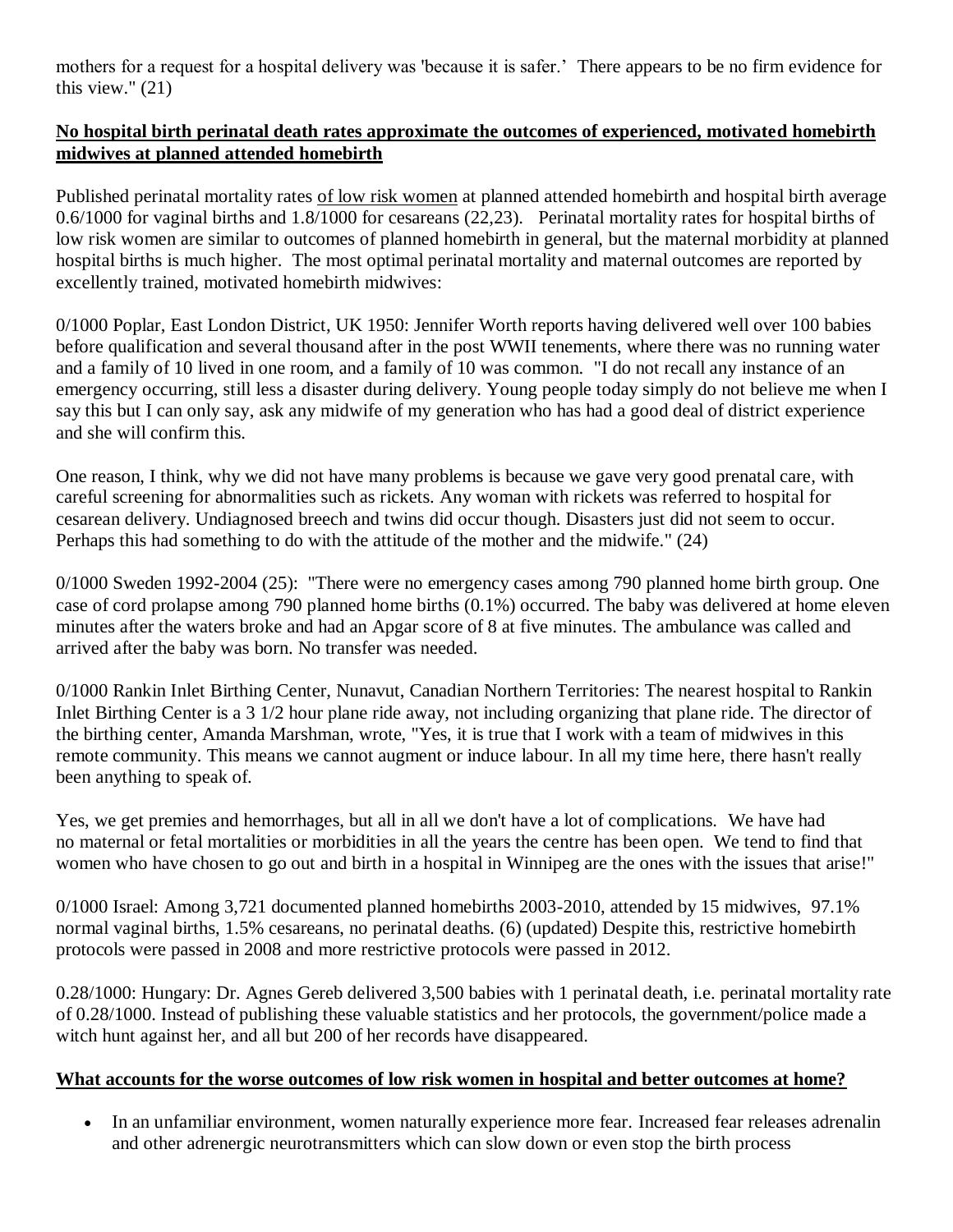mothers for a request for a hospital delivery was 'because it is safer.' There appears to be no firm evidence for this view." (21)

**No hospital birth perinatal death rates approximate the outcomes of experienced, motivated homebirth midwives at planned attended homebirth**

Published perinatal mortality rates of low risk women at planned attended homebirth and hospital birth average 0.6/1000 for vaginal births and 1.8/1000 for cesareans (22,23). Perinatal mortality rates for hospital births of low risk women are similar to outcomes of planned homebirth in general, but the maternal morbidity at planned hospital births is much higher. The most optimal perinatal mortality and maternal outcomes are reported by excellently trained, motivated homebirth midwives:

0/1000 Poplar, East London District, UK 1950: Jennifer Worth reports having delivered well over 100 babies before qualification and several thousand after in the post WWII tenements, where there was no running water and a family of 10 lived in one room, and a family of 10 was common. "I do not recall any instance of an emergency occurring, still less a disaster during delivery. Young people today simply do not believe me when I say this but I can only say, ask any midwife of my generation who has had a good deal of district experience and she will confirm this.

One reason, I think, why we did not have many problems is because we gave very good prenatal care, with careful screening for abnormalities such as rickets. Any woman with rickets was referred to hospital for cesarean delivery. Undiagnosed breech and twins did occur though. Disasters just did not seem to occur. Perhaps this had something to do with the attitude of the mother and the midwife." (24)

0/1000 Sweden 1992-2004 (25): "There were no emergency cases among 790 planned home birth group. One case of cord prolapse among 790 planned home births (0.1%) occurred. The baby was delivered at home eleven minutes after the waters broke and had an Apgar score of 8 at five minutes. The ambulance was called and arrived after the baby was born. No transfer was needed.

0/1000 Rankin Inlet Birthing Center, Nunavut, Canadian Northern Territories: The nearest hospital to Rankin Inlet Birthing Center is a 3 1/2 hour plane ride away, not including organizing that plane ride. The director of the birthing center, Amanda Marshman, wrote, "Yes, it is true that I work with a team of midwives in this remote community. This means we cannot augment or induce labour. In all my time here, there hasn't really been anything to speak of.

Yes, we get premies and hemorrhages, but all in all we don't have a lot of complications. We have had no maternal or fetal mortalities or morbidities in all the years the centre has been open. We tend to find that women who have chosen to go out and birth in a hospital in Winnipeg are the ones with the issues that arise!"

0/1000 Israel: Among 3,721 documented planned homebirths 2003-2010, attended by 15 midwives, 97.1% normal vaginal births, 1.5% cesareans, no perinatal deaths. (6) (updated) Despite this, restrictive homebirth protocols were passed in 2008 and more restrictive protocols were passed in 2012.

0.28/1000: Hungary: Dr. Agnes Gereb delivered 3,500 babies with 1 perinatal death, i.e. perinatal mortality rate of 0.28/1000. Instead of publishing these valuable statistics and her protocols, the government/police made a witch hunt against her, and all but 200 of her records have disappeared.

**What accounts for the worse outcomes of low risk women in hospital and better outcomes at home?**

- In an unfamiliar environment, women naturally experience more fear. Increased fear releases adrenalin and other adrenergic neurotransmitters which can slow down or even stop the birth process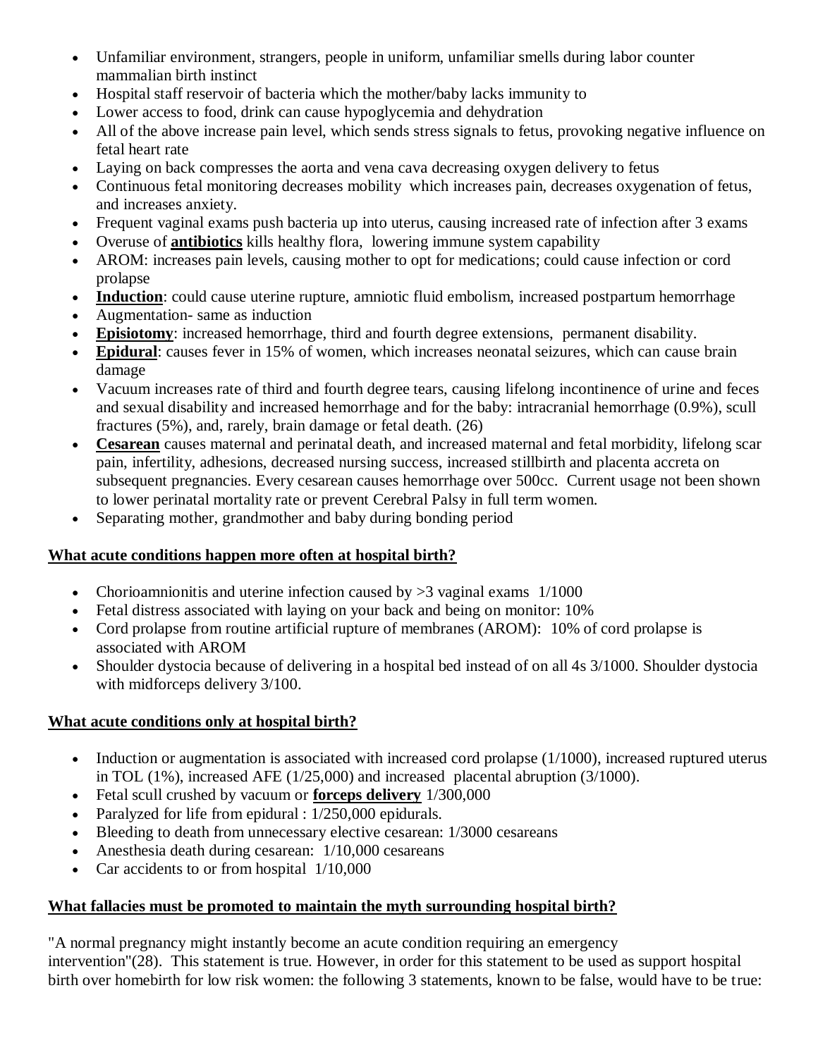- Unfamiliar environment, strangers, people in uniform, unfamiliar smells during labor counter mammalian birth instinct
- Hospital staff reservoir of bacteria which the mother/baby lacks immunity to
- Lower access to food, drink can cause hypoglycemia and dehydration
- All of the above increase pain level, which sends stress signals to fetus, provoking negative influence on fetal heart rate
- Laying on back compresses the aorta and vena cava decreasing oxygen delivery to fetus
- Continuous fetal monitoring decreases mobility which increases pain, decreases oxygenation of fetus, and increases anxiety.
- Frequent vaginal exams push bacteria up into uterus, causing increased rate of infection after 3 exams
- Overuse of **antibiotics** kills healthy flora, lowering immune system capability
- AROM: increases pain levels, causing mother to opt for medications; could cause infection or cord prolapse
- **Induction**: could cause uterine rupture, amniotic fluid embolism, increased postpartum hemorrhage
- Augmentation- same as induction
- **Episiotomy**: increased hemorrhage, third and fourth degree extensions, permanent disability.
- **Epidural**: causes fever in 15% of women, which increases neonatal seizures, which can cause brain damage
- Vacuum increases rate of third and fourth degree tears, causing lifelong incontinence of urine and feces and sexual disability and increased hemorrhage and for the baby: intracranial hemorrhage (0.9%), scull fractures (5%), and, rarely, brain damage or fetal death. (26)
- **Cesarean** causes maternal and perinatal death, and increased maternal and fetal morbidity, lifelong scar pain, infertility, adhesions, decreased nursing success, increased stillbirth and placenta accreta on subsequent pregnancies. Every cesarean causes hemorrhage over 500cc. Current usage not been shown to lower perinatal mortality rate or prevent Cerebral Palsy in full term women.
- Separating mother, grandmother and baby during bonding period

**What acute conditions happen more often at hospital birth?**

- Chorioamnionitis and uterine infection caused by >3 vaginal exams 1/1000
- Fetal distress associated with laying on your back and being on monitor: 10%
- Cord prolapse from routine artificial rupture of membranes (AROM): 10% of cord prolapse is associated with AROM
- Shoulder dystocia because of delivering in a hospital bed instead of on all 4s 3/1000. Shoulder dystocia with midforceps delivery 3/100.

**What acute conditions only at hospital birth?**

- Induction or augmentation is associated with increased cord prolapse (1/1000), increased ruptured uterus in TOL (1%), increased AFE (1/25,000) and increased placental abruption (3/1000).
- Fetal scull crushed by vacuum or **forceps delivery** 1/300,000
- Paralyzed for life from epidural : 1/250,000 epidurals.
- Bleeding to death from unnecessary elective cesarean: 1/3000 cesareans
- Anesthesia death during cesarean: 1/10,000 cesareans
- Car accidents to or from hospital 1/10,000

**What fallacies must be promoted to maintain the myth surrounding hospital birth?**

"A normal pregnancy might instantly become an acute condition requiring an emergency intervention"(28). This statement is true. However, in order for this statement to be used as support hospital birth over homebirth for low risk women: the following 3 statements, known to be false, would have to be true: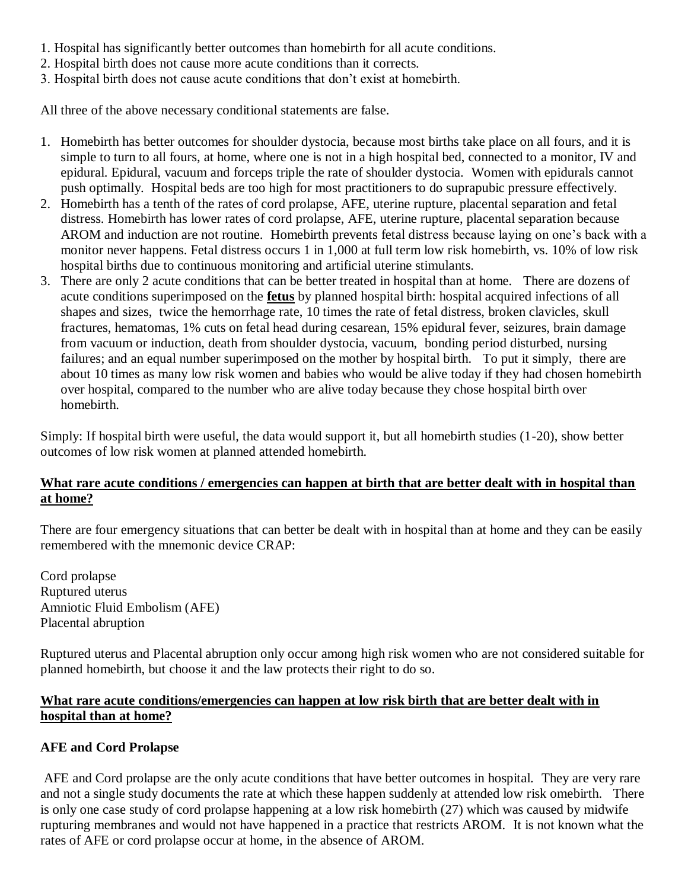1. Hospital has significantly better outcomes than homebirth for all acute conditions.
2. Hospital birth does not cause more acute conditions than it corrects.
3. Hospital birth does not cause acute conditions that don't exist at homebirth.

All three of the above necessary conditional statements are false.

1. Homebirth has better outcomes for shoulder dystocia, because most births take place on all fours, and it is simple to turn to all fours, at home, where one is not in a high hospital bed, connected to a monitor, IV and epidural. Epidural, vacuum and forceps triple the rate of shoulder dystocia. Women with epidurals cannot push optimally. Hospital beds are too high for most practitioners to do suprapubic pressure effectively.
2. Homebirth has a tenth of the rates of cord prolapse, AFE, uterine rupture, placental separation and fetal distress. Homebirth has lower rates of cord prolapse, AFE, uterine rupture, placental separation because AROM and induction are not routine. Homebirth prevents fetal distress because laying on one's back with a monitor never happens. Fetal distress occurs 1 in 1,000 at full term low risk homebirth, vs. 10% of low risk hospital births due to continuous monitoring and artificial uterine stimulants.
3. There are only 2 acute conditions that can be better treated in hospital than at home. There are dozens of acute conditions superimposed on the **fetus** by planned hospital birth: hospital acquired infections of all shapes and sizes, twice the hemorrhage rate, 10 times the rate of fetal distress, broken clavicles, skull fractures, hematomas, 1% cuts on fetal head during cesarean, 15% epidural fever, seizures, brain damage from vacuum or induction, death from shoulder dystocia, vacuum, bonding period disturbed, nursing failures; and an equal number superimposed on the mother by hospital birth. To put it simply, there are about 10 times as many low risk women and babies who would be alive today if they had chosen homebirth over hospital, compared to the number who are alive today because they chose hospital birth over homebirth.

Simply: If hospital birth were useful, the data would support it, but all homebirth studies (1-20), show better outcomes of low risk women at planned attended homebirth.

**What rare acute conditions / emergencies can happen at birth that are better dealt with in hospital than at home?**

There are four emergency situations that can better be dealt with in hospital than at home and they can be easily remembered with the mnemonic device CRAP:

Cord prolapse
Ruptured uterus
Amniotic Fluid Embolism (AFE)
Placental abruption

Ruptured uterus and Placental abruption only occur among high risk women who are not considered suitable for planned homebirth, but choose it and the law protects their right to do so.

**What rare acute conditions/emergencies can happen at low risk birth that are better dealt with in hospital than at home?**

**AFE and Cord Prolapse**

AFE and Cord prolapse are the only acute conditions that have better outcomes in hospital. They are very rare and not a single study documents the rate at which these happen suddenly at attended low risk omebirth. There is only one case study of cord prolapse happening at a low risk homebirth (27) which was caused by midwife rupturing membranes and would not have happened in a practice that restricts AROM. It is not known what the rates of AFE or cord prolapse occur at home, in the absence of AROM.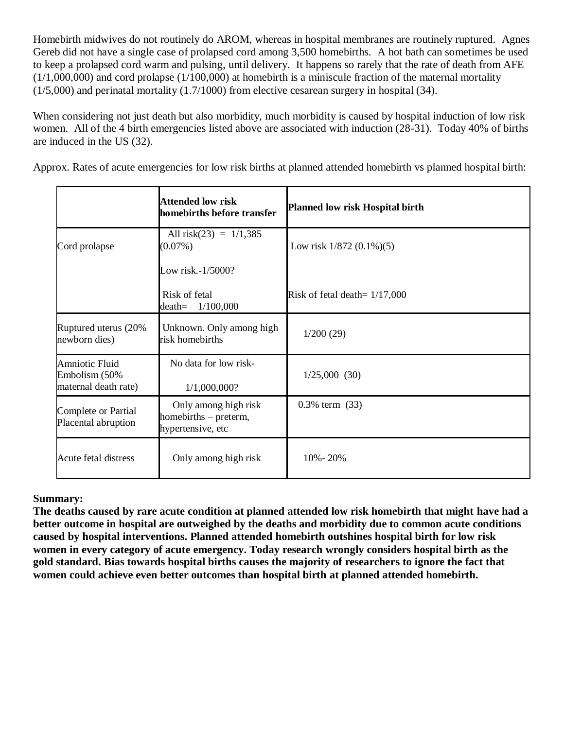Homebirth midwives do not routinely do AROM, whereas in hospital membranes are routinely ruptured. Agnes Gereb did not have a single case of prolapsed cord among 3,500 homebirths. A hot bath can sometimes be used to keep a prolapsed cord warm and pulsing, until delivery. It happens so rarely that the rate of death from AFE (1/1,000,000) and cord prolapse (1/100,000) at homebirth is a miniscule fraction of the maternal mortality (1/5,000) and perinatal mortality (1.7/1000) from elective cesarean surgery in hospital (34).

When considering not just death but also morbidity, much morbidity is caused by hospital induction of low risk women. All of the 4 birth emergencies listed above are associated with induction (28-31). Today 40% of births are induced in the US (32).

Approx. Rates of acute emergencies for low risk births at planned attended homebirth vs planned hospital birth:

| | **Attended low risk homebirths before transfer** | **Planned low risk Hospital birth** |
|---|---|---|
| Cord prolapse | All risk(23) = 1/1,385 (0.07%)<br><br>Low risk.-1/5000?<br><br>Risk of fetal death= 1/100,000 | Low risk 1/872 (0.1%)(5)<br><br>Risk of fetal death= 1/17,000 |
| Ruptured uterus (20% newborn dies) | Unknown. Only among high risk homebirths | 1/200 (29) |
| Amniotic Fluid Embolism (50% maternal death rate) | No data for low risk-<br><br>1/1,000,000? | 1/25,000 (30) |
| Complete or Partial Placental abruption | Only among high risk homebirths – preterm, hypertensive, etc | 0.3% term (33) |
| Acute fetal distress | Only among high risk | 10%- 20% |

**Summary:**
**The deaths caused by rare acute condition at planned attended low risk homebirth that might have had a better outcome in hospital are outweighed by the deaths and morbidity due to common acute conditions caused by hospital interventions. Planned attended homebirth outshines hospital birth for low risk women in every category of acute emergency. Today research wrongly considers hospital birth as the gold standard. Bias towards hospital births causes the majority of researchers to ignore the fact that women could achieve even better outcomes than hospital birth at planned attended homebirth.**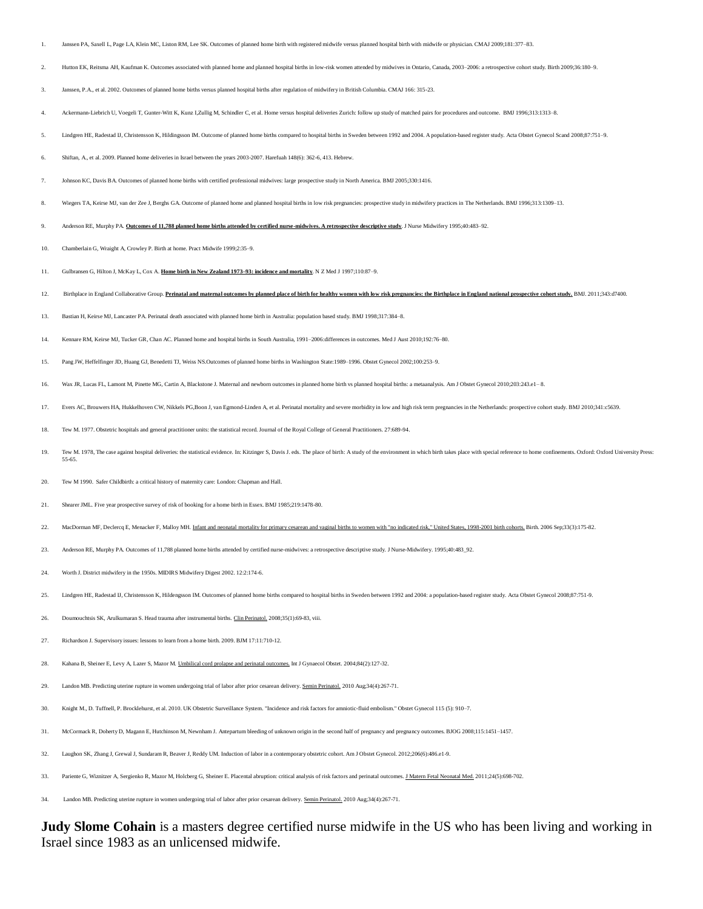1. Janssen PA, Saxell L, Page LA, Klein MC, Liston RM, Lee SK. Outcomes of planned home birth with registered midwife versus planned hospital birth with midwife or physician. CMAJ 2009;181:377–83.

2. Hutton EK, Reitsma AH, Kaufman K. Outcomes associated with planned home and planned hospital births in low-risk women attended by midwives in Ontario, Canada, 2003–2006: a retrospective cohort study. Birth 2009;36:180–9.

3. Janssen, P.A., et al. 2002. Outcomes of planned home births versus planned hospital births after regulation of midwifery in British Columbia. CMAJ 166: 315-23.

4. Ackermann-Liebrich U, Voegeli T, Gunter-Witt K, Kunz I,Zullig M, Schindler C, et al. Home versus hospital deliveries Zurich: follow up study of matched pairs for procedures and outcome. BMJ 1996;313:1313–8.

5. Lindgren HE, Radestad IJ, Christensson K, Hildingsson IM. Outcome of planned home births compared to hospital births in Sweden between 1992 and 2004. A population-based register study. Acta Obstet Gynecol Scand 2008;87:751–9.

6. Shiftan, A., et al. 2009. Planned home deliveries in Israel between the years 2003-2007. Harefuah 148(6): 362-6, 413. Hebrew.

7. Johnson KC, Davis BA. Outcomes of planned home births with certified professional midwives: large prospective study in North America. BMJ 2005;330:1416.

8. Wiegers TA, Keirse MJ, van der Zee J, Berghs GA. Outcome of planned home and planned hospital births in low risk pregnancies: prospective study in midwifery practices in The Netherlands. BMJ 1996;313:1309–13.

9. Anderson RE, Murphy PA. **Outcomes of 11,788 planned home births attended by certified nurse-midwives. A retrospective descriptive study**. J Nurse Midwifery 1995;40:483–92.

10. Chamberlain G, Wraight A, Crowley P. Birth at home. Pract Midwife 1999;2:35–9.

11. Gulbransen G, Hilton J, McKay L, Cox A. **Home birth in New Zealand 1973–93: incidence and mortality**. N Z Med J 1997;110:87–9.

12. Birthplace in England Collaborative Group. **Perinatal and maternal outcomes by planned place of birth for healthy women with low risk pregnancies: the Birthplace in England national prospective cohort study.** BMJ. 2011;343:d7400.

13. Bastian H, Keirse MJ, Lancaster PA. Perinatal death associated with planned home birth in Australia: population based study. BMJ 1998;317:384–8.

14. Kennare RM, Keirse MJ, Tucker GR, Chan AC. Planned home and hospital births in South Australia, 1991–2006:differences in outcomes. Med J Aust 2010;192:76–80.

15. Pang JW, Heffelfinger JD, Huang GJ, Benedetti TJ, Weiss NS.Outcomes of planned home births in Washington State:1989–1996. Obstet Gynecol 2002;100:253–9.

16. Wax JR, Lucas FL, Lamont M, Pinette MG, Cartin A, Blackstone J. Maternal and newborn outcomes in planned home birth vs planned hospital births: a metaanalysis. Am J Obstet Gynecol 2010;203:243.e1– 8.

17. Evers AC, Brouwers HA, Hukkelhoven CW, Nikkels PG,Boon J, van Egmond-Linden A, et al. Perinatal mortality and severe morbidity in low and high risk term pregnancies in the Netherlands: prospective cohort study. BMJ 2010;341:c5639.

18. Tew M. 1977. Obstetric hospitals and general practitioner units: the statistical record. Journal of the Royal College of General Practitioners. 27:689-94.

19. Tew M. 1978, The case against hospital deliveries: the statistical evidence. In: Kitzinger S, Davis J. eds. The place of birth: A study of the environment in which birth takes place with special reference to home confinements. Oxford: Oxford University Press: 55-65.

20. Tew M 1990. Safer Childbirth: a critical history of maternity care: London: Chapman and Hall.

21. Shearer JML. Five year prospective survey of risk of booking for a home birth in Essex. BMJ 1985;219:1478-80.

22. MacDorman MF, Declercq E, Menacker F, Malloy MH. Infant and neonatal mortality for primary cesarean and vaginal births to women with "no indicated risk," United States, 1998-2001 birth cohorts. Birth. 2006 Sep;33(3):175-82.

23. Anderson RE, Murphy PA. Outcomes of 11,788 planned home births attended by certified nurse-midwives: a retrospective descriptive study. J Nurse-Midwifery. 1995;40:483_92.

24. Worth J. District midwifery in the 1950s. MIDIRS Midwifery Digest 2002. 12:2:174-6.

25. Lindgren HE, Radestad IJ, Christensson K, Hildengsson IM. Outcomes of planned home births compared to hospital births in Sweden between 1992 and 2004: a population-based register study. Acta Obstet Gynecol 2008;87:751-9.

26. Doumouchtsis SK, Arulkumaran S. Head trauma after instrumental births. Clin Perinatol. 2008;35(1):69-83, viii.

27. Richardson J. Supervisory issues: lessons to learn from a home birth. 2009. BJM 17:11:710-12.

28. Kahana B, Sheiner E, Levy A, Lazer S, Mazor M. Umbilical cord prolapse and perinatal outcomes. Int J Gynaecol Obstet. 2004;84(2):127-32.

29. Landon MB. Predicting uterine rupture in women undergoing trial of labor after prior cesarean delivery. Semin Perinatol. 2010 Aug;34(4):267-71.

30. Knight M., D. Tuffnell, P. Brocklehurst, et al. 2010. UK Obstetric Surveillance System. "Incidence and risk factors for amniotic-fluid embolism." Obstet Gynecol 115 (5): 910–7.

31. McCormack R, Doherty D, Magann E, Hutchinson M, Newnham J. Antepartum bleeding of unknown origin in the second half of pregnancy and pregnancy outcomes. BJOG 2008;115:1451–1457.

32. Laughon SK, Zhang J, Grewal J, Sundaram R, Beaver J, Reddy UM. Induction of labor in a contemporary obstetric cohort. Am J Obstet Gynecol. 2012;206(6):486.e1-9.

33. Pariente G, Wiznitzer A, Sergienko R, Mazor M, Holcberg G, Sheiner E. Placental abruption: critical analysis of risk factors and perinatal outcomes. J Matern Fetal Neonatal Med. 2011;24(5):698-702.

34. Landon MB. Predicting uterine rupture in women undergoing trial of labor after prior cesarean delivery. Semin Perinatol. 2010 Aug;34(4):267-71.

**Judy Slome Cohain** is a masters degree certified nurse midwife in the US who has been living and working in Israel since 1983 as an unlicensed midwife.